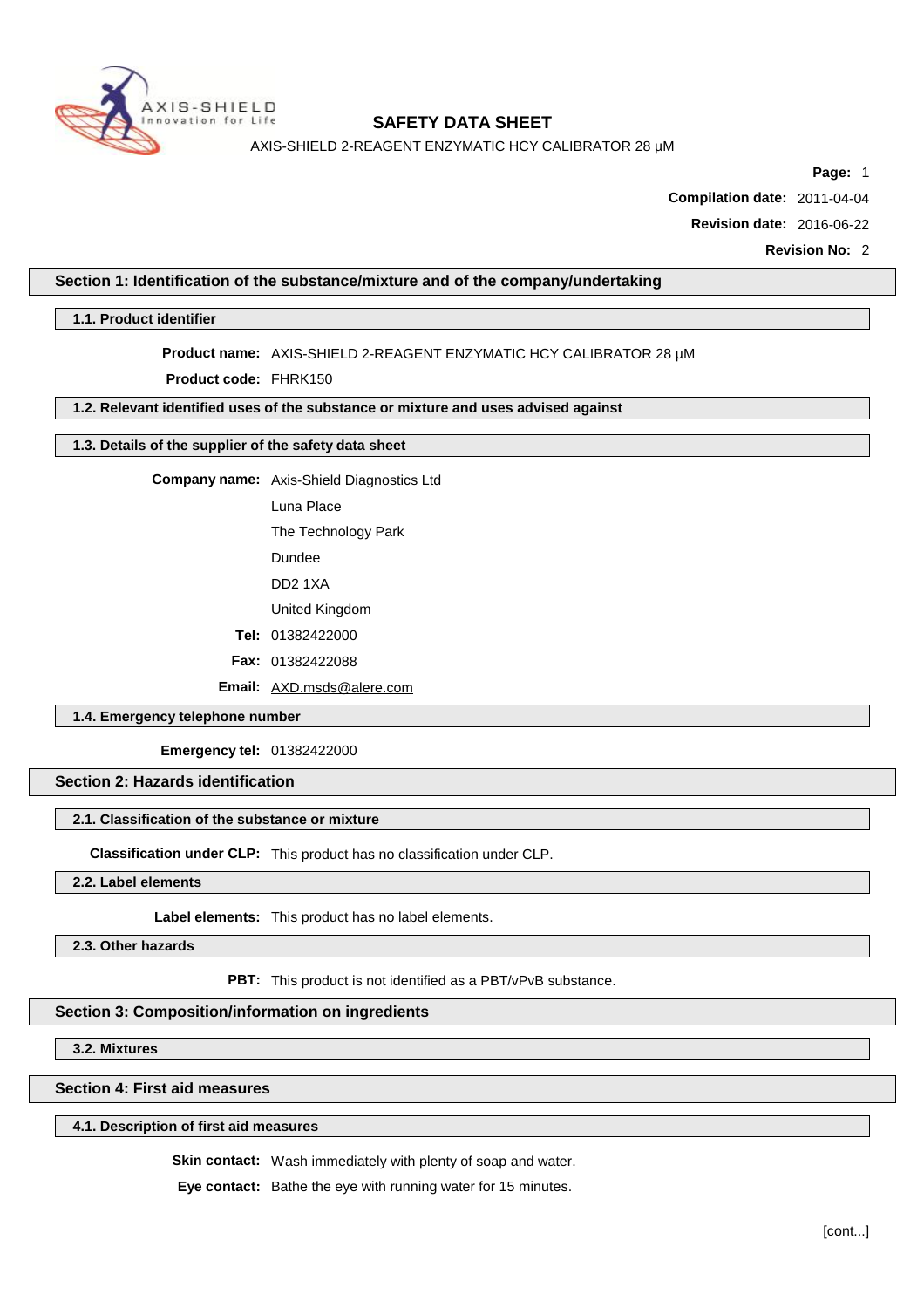# SAFETY DATA SHEET

AXIS-SHIELD 2-REAGENT ENZYMATIC HCY CALIBRATOR 28 µM

**Compilation date:** 2011-04-04

**Revision date:** 2016-06-22

**Revision No:** 2

## Section 1: Identification of the substance/mixture and of the company/undertaking

### 1.1. Product identifier

**Product name:** AXIS-SHIELD 2-REAGENT ENZYMATIC HCY CALIBRATOR 28 µM

**Product code:** FHRK150

### 1.2. Relevant identified uses of the substance or mixture and uses advised against

### 1.3. Details of the supplier of the safety data sheet

**Company name:** Axis-Shield Diagnostics Ltd
Luna Place
The Technology Park
Dundee
DD2 1XA
United Kingdom

**Tel:** 01382422000

**Fax:** 01382422088

**Email:** AXD.msds@alere.com

### 1.4. Emergency telephone number

**Emergency tel:** 01382422000

## Section 2: Hazards identification

### 2.1. Classification of the substance or mixture

**Classification under CLP:** This product has no classification under CLP.

### 2.2. Label elements

**Label elements:** This product has no label elements.

### 2.3. Other hazards

**PBT:** This product is not identified as a PBT/vPvB substance.

## Section 3: Composition/information on ingredients

### 3.2. Mixtures

## Section 4: First aid measures

### 4.1. Description of first aid measures

**Skin contact:** Wash immediately with plenty of soap and water.

**Eye contact:** Bathe the eye with running water for 15 minutes.

[cont...]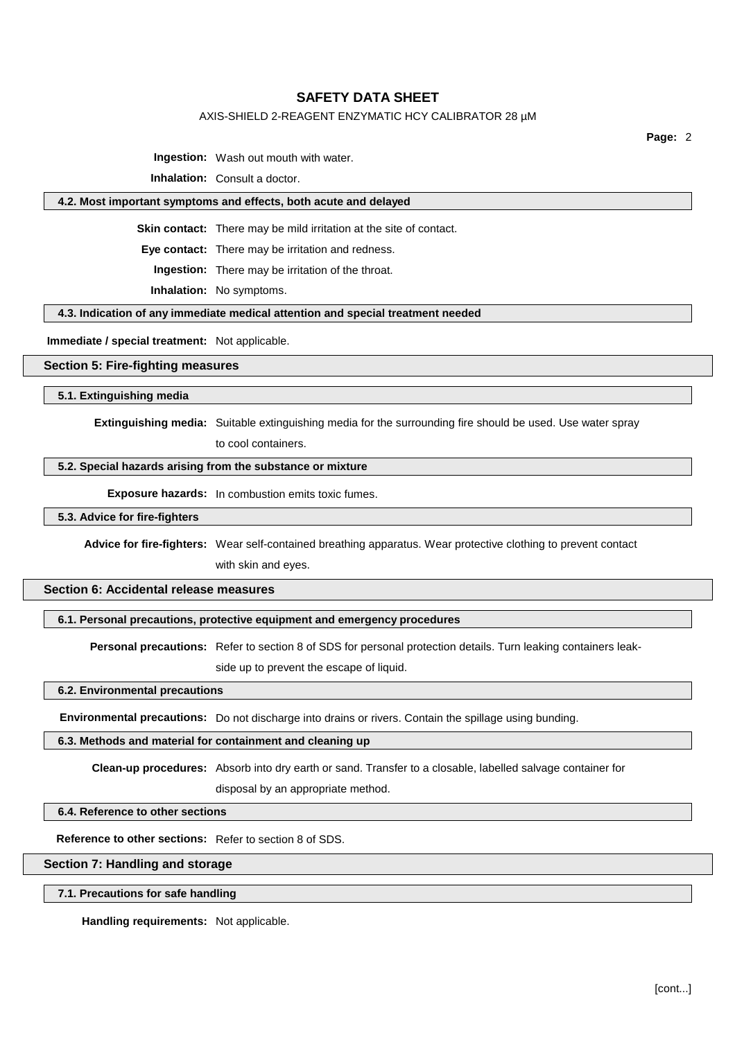**Ingestion:** Wash out mouth with water.

**Inhalation:** Consult a doctor.

### 4.2. Most important symptoms and effects, both acute and delayed

**Skin contact:** There may be mild irritation at the site of contact.

**Eye contact:** There may be irritation and redness.

**Ingestion:** There may be irritation of the throat.

**Inhalation:** No symptoms.

### 4.3. Indication of any immediate medical attention and special treatment needed

**Immediate / special treatment:** Not applicable.

## Section 5: Fire-fighting measures

### 5.1. Extinguishing media

**Extinguishing media:** Suitable extinguishing media for the surrounding fire should be used. Use water spray to cool containers.

### 5.2. Special hazards arising from the substance or mixture

**Exposure hazards:** In combustion emits toxic fumes.

### 5.3. Advice for fire-fighters

**Advice for fire-fighters:** Wear self-contained breathing apparatus. Wear protective clothing to prevent contact with skin and eyes.

## Section 6: Accidental release measures

### 6.1. Personal precautions, protective equipment and emergency procedures

**Personal precautions:** Refer to section 8 of SDS for personal protection details. Turn leaking containers leak-side up to prevent the escape of liquid.

### 6.2. Environmental precautions

**Environmental precautions:** Do not discharge into drains or rivers. Contain the spillage using bunding.

### 6.3. Methods and material for containment and cleaning up

**Clean-up procedures:** Absorb into dry earth or sand. Transfer to a closable, labelled salvage container for disposal by an appropriate method.

### 6.4. Reference to other sections

**Reference to other sections:** Refer to section 8 of SDS.

## Section 7: Handling and storage

### 7.1. Precautions for safe handling

**Handling requirements:** Not applicable.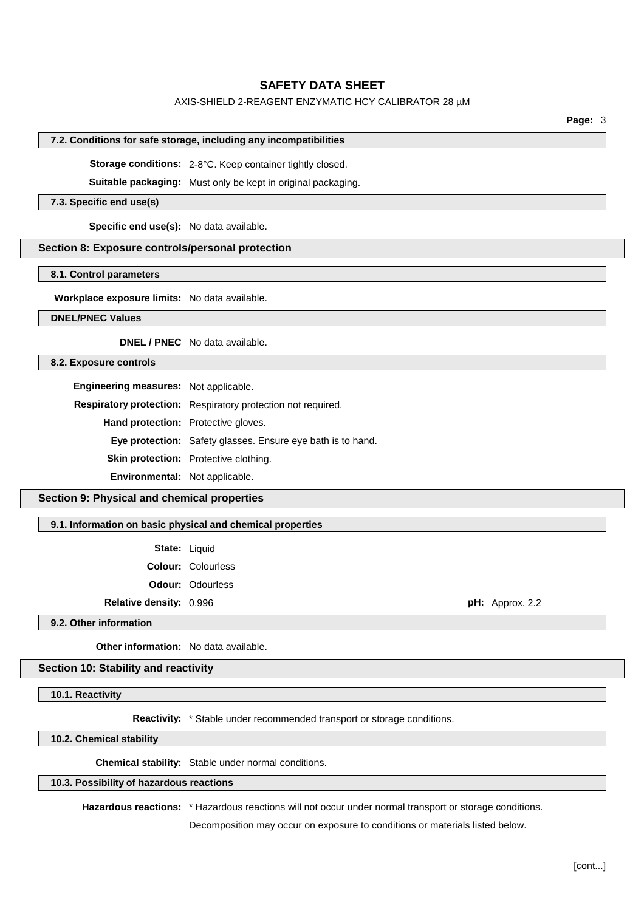#### 7.2. Conditions for safe storage, including any incompatibilities

**Storage conditions:** 2-8°C. Keep container tightly closed.

**Suitable packaging:** Must only be kept in original packaging.

#### 7.3. Specific end use(s)

**Specific end use(s):** No data available.

## Section 8: Exposure controls/personal protection

#### 8.1. Control parameters

**Workplace exposure limits:** No data available.

#### DNEL/PNEC Values

**DNEL / PNEC** No data available.

#### 8.2. Exposure controls

**Engineering measures:** Not applicable.

**Respiratory protection:** Respiratory protection not required.

**Hand protection:** Protective gloves.

**Eye protection:** Safety glasses. Ensure eye bath is to hand.

**Skin protection:** Protective clothing.

**Environmental:** Not applicable.

## Section 9: Physical and chemical properties

#### 9.1. Information on basic physical and chemical properties

**State:** Liquid

**Colour:** Colourless

**Odour:** Odourless

**Relative density:** 0.996

**pH:** Approx. 2.2

#### 9.2. Other information

**Other information:** No data available.

## Section 10: Stability and reactivity

#### 10.1. Reactivity

**Reactivity:** * Stable under recommended transport or storage conditions.

#### 10.2. Chemical stability

**Chemical stability:** Stable under normal conditions.

#### 10.3. Possibility of hazardous reactions

**Hazardous reactions:** * Hazardous reactions will not occur under normal transport or storage conditions.

Decomposition may occur on exposure to conditions or materials listed below.

[cont...]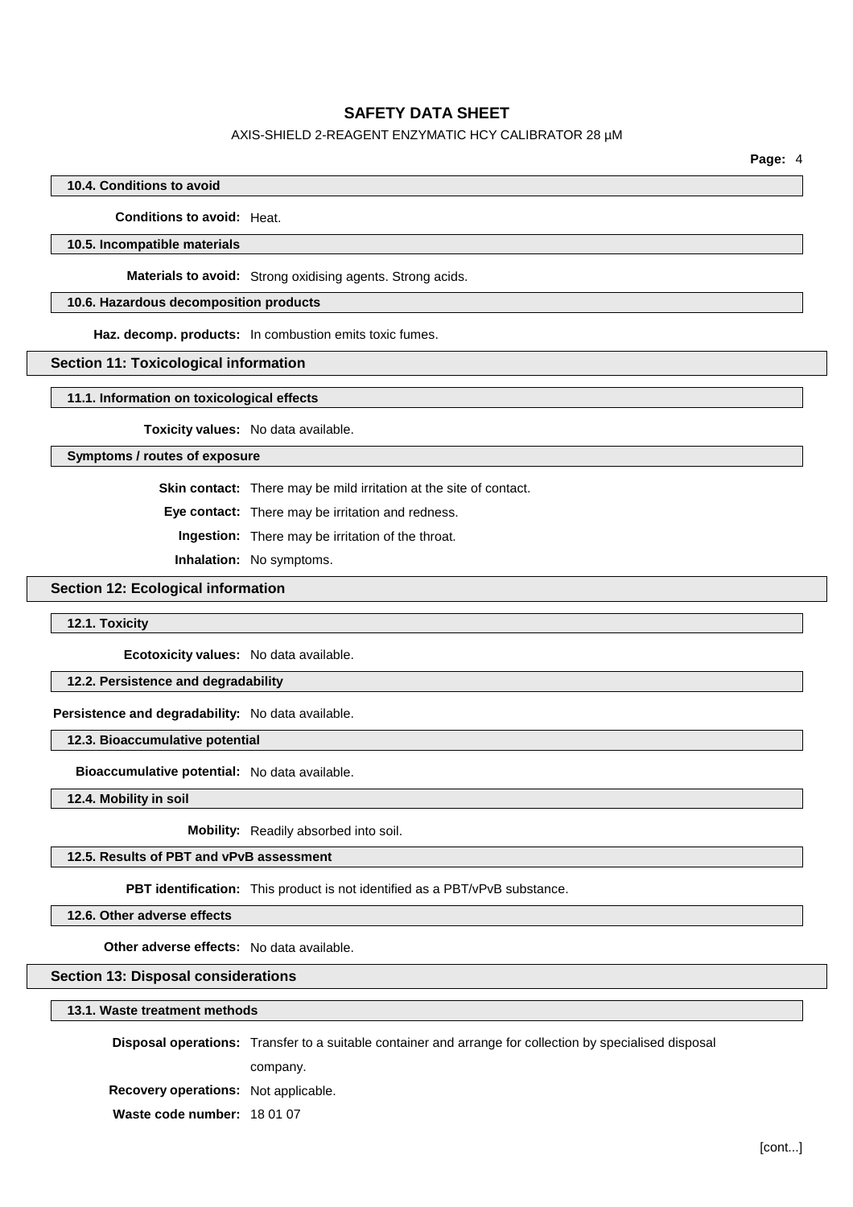#### 10.4. Conditions to avoid

**Conditions to avoid:** Heat.

#### 10.5. Incompatible materials

**Materials to avoid:** Strong oxidising agents. Strong acids.

#### 10.6. Hazardous decomposition products

**Haz. decomp. products:** In combustion emits toxic fumes.

### Section 11: Toxicological information

#### 11.1. Information on toxicological effects

**Toxicity values:** No data available.

#### Symptoms / routes of exposure

**Skin contact:** There may be mild irritation at the site of contact.

**Eye contact:** There may be irritation and redness.

**Ingestion:** There may be irritation of the throat.

**Inhalation:** No symptoms.

### Section 12: Ecological information

#### 12.1. Toxicity

**Ecotoxicity values:** No data available.

#### 12.2. Persistence and degradability

**Persistence and degradability:** No data available.

#### 12.3. Bioaccumulative potential

**Bioaccumulative potential:** No data available.

#### 12.4. Mobility in soil

**Mobility:** Readily absorbed into soil.

#### 12.5. Results of PBT and vPvB assessment

**PBT identification:** This product is not identified as a PBT/vPvB substance.

#### 12.6. Other adverse effects

**Other adverse effects:** No data available.

### Section 13: Disposal considerations

#### 13.1. Waste treatment methods

**Disposal operations:** Transfer to a suitable container and arrange for collection by specialised disposal company.

**Recovery operations:** Not applicable.

**Waste code number:** 18 01 07

[cont...]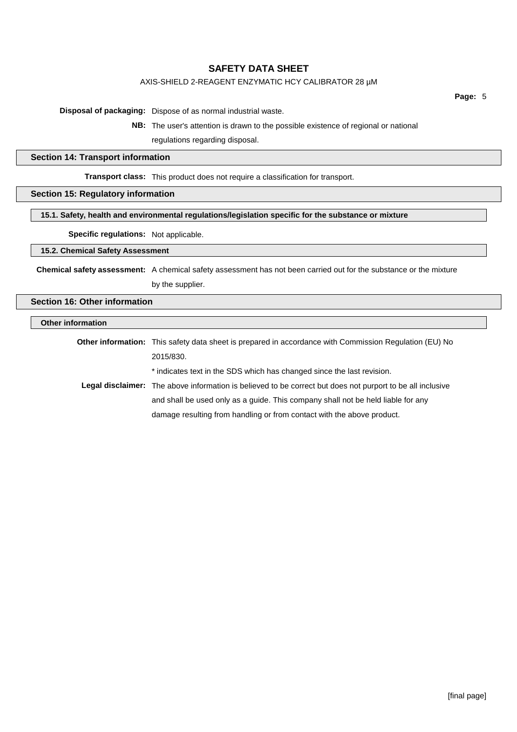**Disposal of packaging:** Dispose of as normal industrial waste.

**NB:** The user's attention is drawn to the possible existence of regional or national regulations regarding disposal.

## Section 14: Transport information

**Transport class:** This product does not require a classification for transport.

## Section 15: Regulatory information

### 15.1. Safety, health and environmental regulations/legislation specific for the substance or mixture

**Specific regulations:** Not applicable.

### 15.2. Chemical Safety Assessment

**Chemical safety assessment:** A chemical safety assessment has not been carried out for the substance or the mixture by the supplier.

## Section 16: Other information

### Other information

**Other information:** This safety data sheet is prepared in accordance with Commission Regulation (EU) No 2015/830.

* indicates text in the SDS which has changed since the last revision.

**Legal disclaimer:** The above information is believed to be correct but does not purport to be all inclusive and shall be used only as a guide. This company shall not be held liable for any damage resulting from handling or from contact with the above product.

[final page]